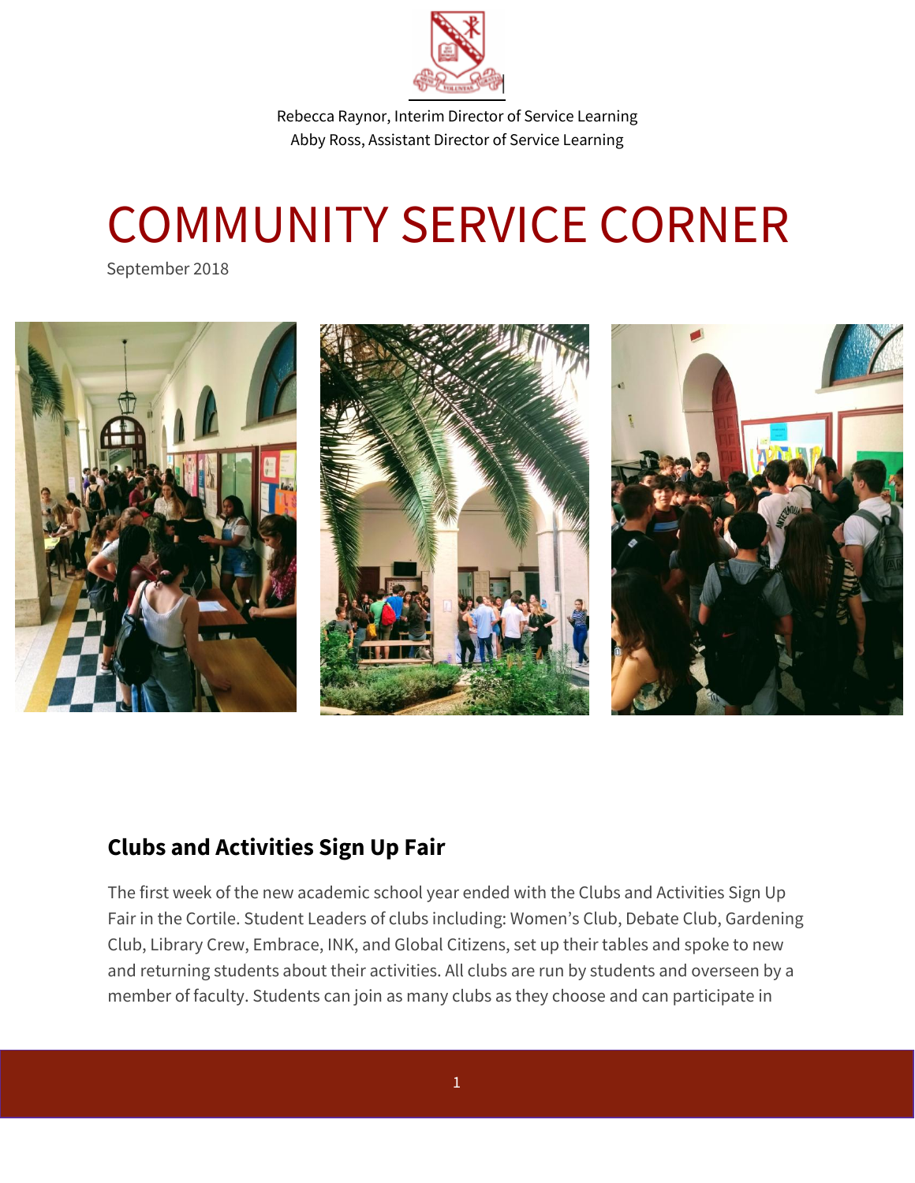Rebecca Raynor, Interim Director of Service Learning
Abby Ross, Assistant Director of Service Learning

# COMMUNITY SERVICE CORNER

September 2018

## Clubs and Activities Sign Up Fair

The first week of the new academic school year ended with the Clubs and Activities Sign Up Fair in the Cortile. Student Leaders of clubs including: Women's Club, Debate Club, Gardening Club, Library Crew, Embrace, INK, and Global Citizens, set up their tables and spoke to new and returning students about their activities. All clubs are run by students and overseen by a member of faculty. Students can join as many clubs as they choose and can participate in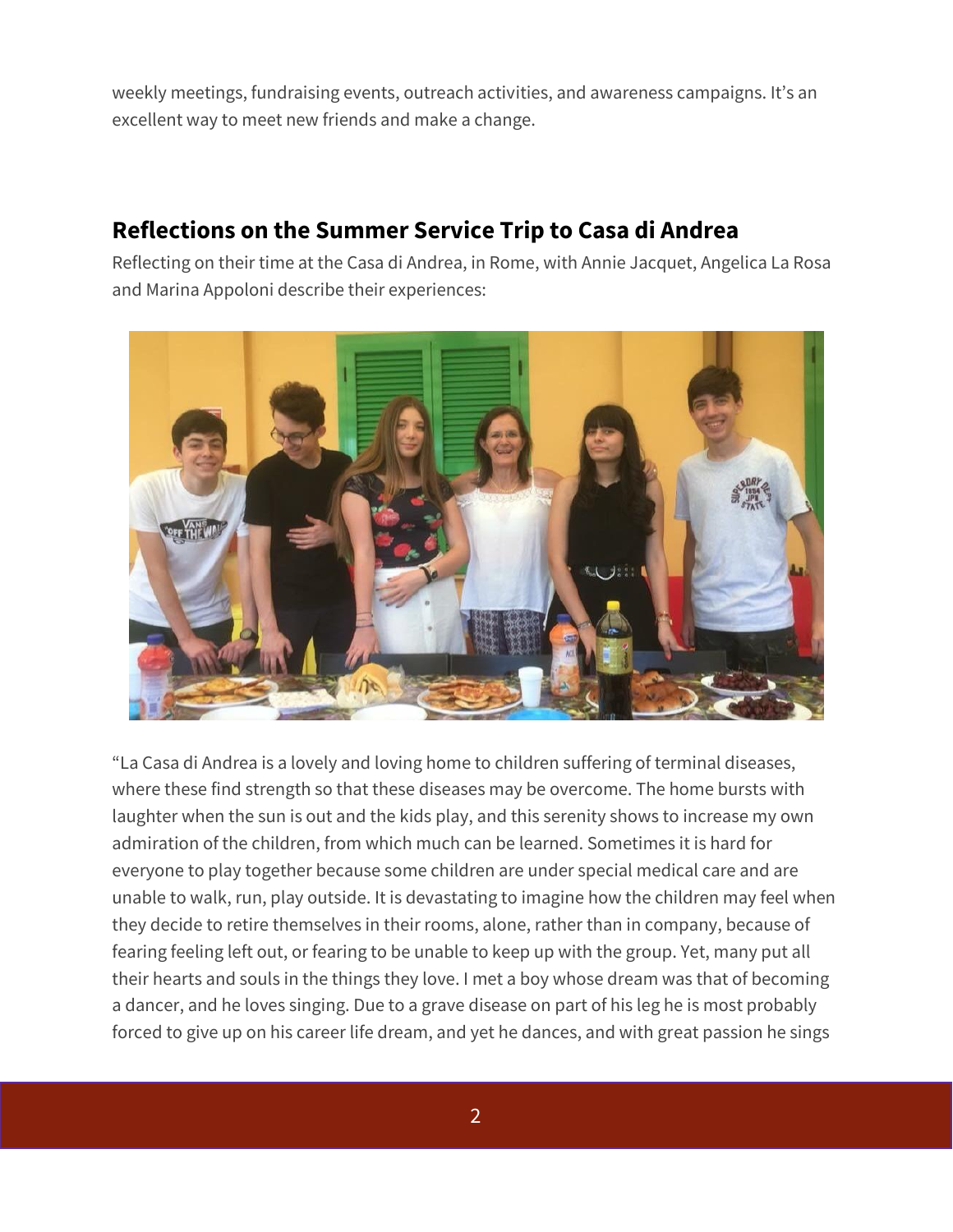weekly meetings, fundraising events, outreach activities, and awareness campaigns. It's an excellent way to meet new friends and make a change.

## Reflections on the Summer Service Trip to Casa di Andrea

Reflecting on their time at the Casa di Andrea, in Rome, with Annie Jacquet, Angelica La Rosa and Marina Appoloni describe their experiences:

"La Casa di Andrea is a lovely and loving home to children suffering of terminal diseases, where these find strength so that these diseases may be overcome. The home bursts with laughter when the sun is out and the kids play, and this serenity shows to increase my own admiration of the children, from which much can be learned. Sometimes it is hard for everyone to play together because some children are under special medical care and are unable to walk, run, play outside. It is devastating to imagine how the children may feel when they decide to retire themselves in their rooms, alone, rather than in company, because of fearing feeling left out, or fearing to be unable to keep up with the group. Yet, many put all their hearts and souls in the things they love. I met a boy whose dream was that of becoming a dancer, and he loves singing. Due to a grave disease on part of his leg he is most probably forced to give up on his career life dream, and yet he dances, and with great passion he sings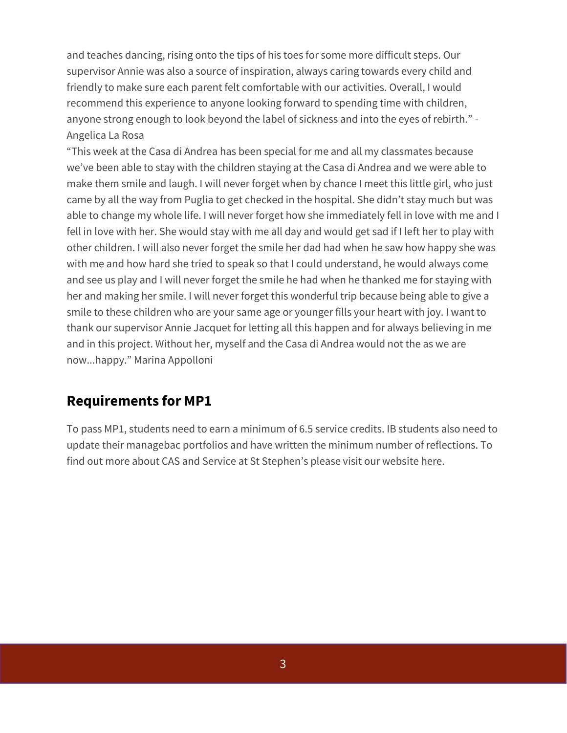and teaches dancing, rising onto the tips of his toes for some more difficult steps. Our supervisor Annie was also a source of inspiration, always caring towards every child and friendly to make sure each parent felt comfortable with our activities. Overall, I would recommend this experience to anyone looking forward to spending time with children, anyone strong enough to look beyond the label of sickness and into the eyes of rebirth." - Angelica La Rosa

"This week at the Casa di Andrea has been special for me and all my classmates because we've been able to stay with the children staying at the Casa di Andrea and we were able to make them smile and laugh. I will never forget when by chance I meet this little girl, who just came by all the way from Puglia to get checked in the hospital. She didn't stay much but was able to change my whole life. I will never forget how she immediately fell in love with me and I fell in love with her. She would stay with me all day and would get sad if I left her to play with other children. I will also never forget the smile her dad had when he saw how happy she was with me and how hard she tried to speak so that I could understand, he would always come and see us play and I will never forget the smile he had when he thanked me for staying with her and making her smile. I will never forget this wonderful trip because being able to give a smile to these children who are your same age or younger fills your heart with joy. I want to thank our supervisor Annie Jacquet for letting all this happen and for always believing in me and in this project. Without her, myself and the Casa di Andrea would not the as we are now...happy." Marina Appolloni

## Requirements for MP1

To pass MP1, students need to earn a minimum of 6.5 service credits. IB students also need to update their managebac portfolios and have written the minimum number of reflections. To find out more about CAS and Service at St Stephen's please visit our website here.